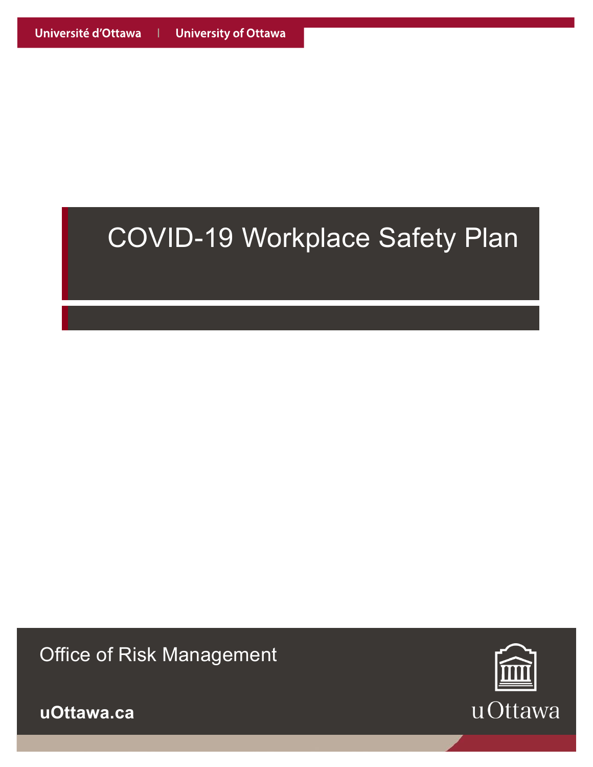Université d'Ottawa | University of Ottawa

# COVID-19 Workplace Safety Plan

Office of Risk Management

uOttawa.ca

uOttawa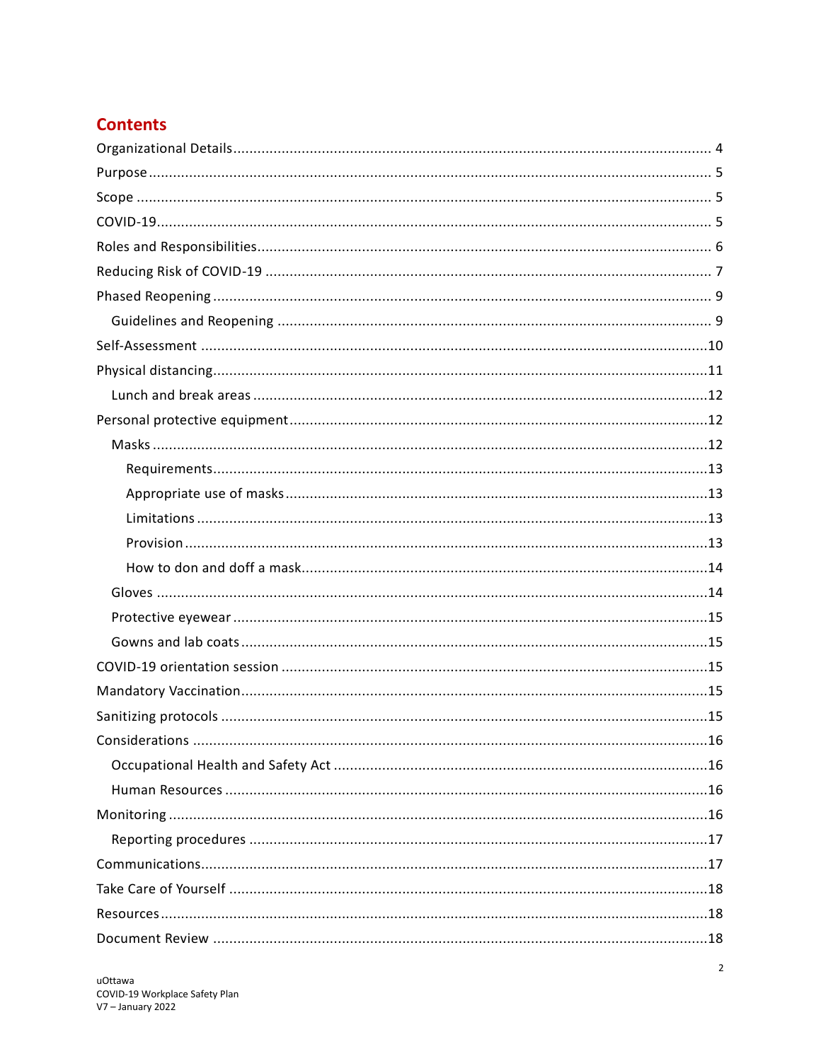## Contents

- Organizational Details .......... 4
- Purpose .......... 5
- Scope .......... 5
- COVID-19 .......... 5
- Roles and Responsibilities .......... 6
- Reducing Risk of COVID-19 .......... 7
- Phased Reopening .......... 9
  - Guidelines and Reopening .......... 9
- Self-Assessment .......... 10
- Physical distancing .......... 11
  - Lunch and break areas .......... 12
- Personal protective equipment .......... 12
  - Masks .......... 12
    - Requirements .......... 13
    - Appropriate use of masks .......... 13
    - Limitations .......... 13
    - Provision .......... 13
    - How to don and doff a mask .......... 14
  - Gloves .......... 14
  - Protective eyewear .......... 15
  - Gowns and lab coats .......... 15
- COVID-19 orientation session .......... 15
- Mandatory Vaccination .......... 15
- Sanitizing protocols .......... 15
- Considerations .......... 16
  - Occupational Health and Safety Act .......... 16
  - Human Resources .......... 16
- Monitoring .......... 16
  - Reporting procedures .......... 17
- Communications .......... 17
- Take Care of Yourself .......... 18
- Resources .......... 18
- Document Review .......... 18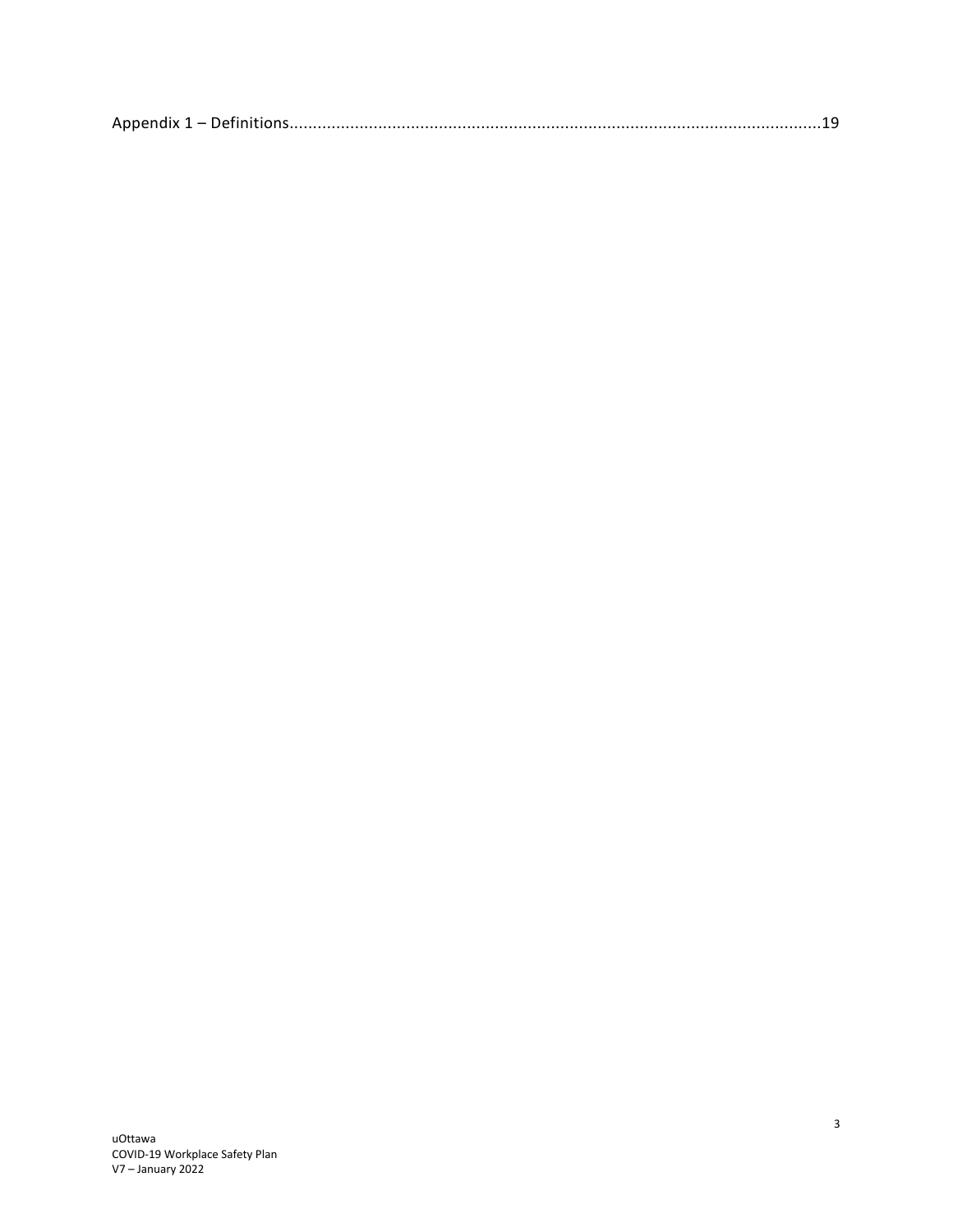Appendix 1 – Definitions........................................................................................................19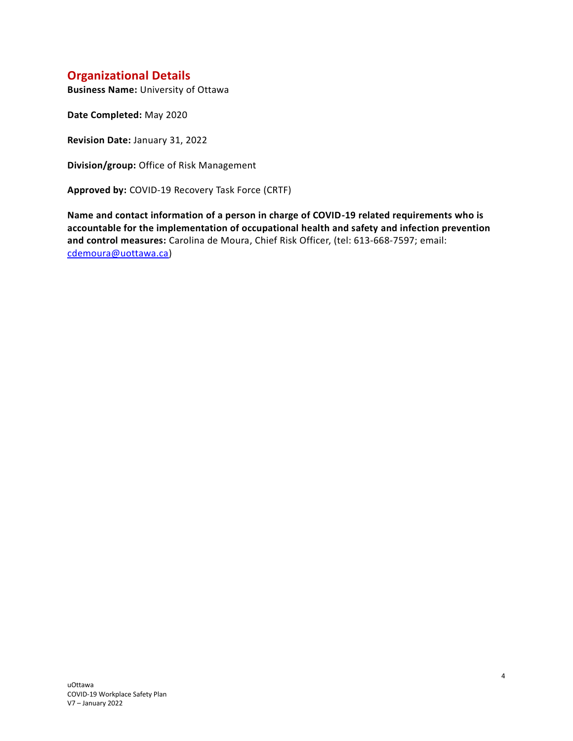## Organizational Details

**Business Name:** University of Ottawa

**Date Completed:** May 2020

**Revision Date:** January 31, 2022

**Division/group:** Office of Risk Management

**Approved by:** COVID-19 Recovery Task Force (CRTF)

**Name and contact information of a person in charge of COVID-19 related requirements who is accountable for the implementation of occupational health and safety and infection prevention and control measures:** Carolina de Moura, Chief Risk Officer, (tel: 613-668-7597; email: cdemoura@uottawa.ca)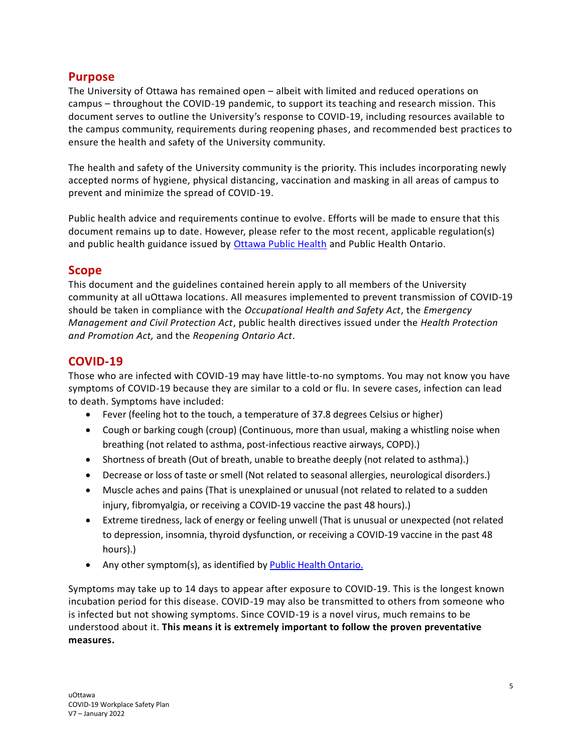## Purpose

The University of Ottawa has remained open – albeit with limited and reduced operations on campus – throughout the COVID-19 pandemic, to support its teaching and research mission. This document serves to outline the University's response to COVID-19, including resources available to the campus community, requirements during reopening phases, and recommended best practices to ensure the health and safety of the University community.

The health and safety of the University community is the priority. This includes incorporating newly accepted norms of hygiene, physical distancing, vaccination and masking in all areas of campus to prevent and minimize the spread of COVID-19.

Public health advice and requirements continue to evolve. Efforts will be made to ensure that this document remains up to date. However, please refer to the most recent, applicable regulation(s) and public health guidance issued by [Ottawa Public Health]() and Public Health Ontario.

## Scope

This document and the guidelines contained herein apply to all members of the University community at all uOttawa locations. All measures implemented to prevent transmission of COVID-19 should be taken in compliance with the *Occupational Health and Safety Act*, the *Emergency Management and Civil Protection Act*, public health directives issued under the *Health Protection and Promotion Act,* and the *Reopening Ontario Act*.

## COVID-19

Those who are infected with COVID-19 may have little-to-no symptoms. You may not know you have symptoms of COVID-19 because they are similar to a cold or flu. In severe cases, infection can lead to death. Symptoms have included:

- Fever (feeling hot to the touch, a temperature of 37.8 degrees Celsius or higher)
- Cough or barking cough (croup) (Continuous, more than usual, making a whistling noise when breathing (not related to asthma, post-infectious reactive airways, COPD).)
- Shortness of breath (Out of breath, unable to breathe deeply (not related to asthma).)
- Decrease or loss of taste or smell (Not related to seasonal allergies, neurological disorders.)
- Muscle aches and pains (That is unexplained or unusual (not related to related to a sudden injury, fibromyalgia, or receiving a COVID-19 vaccine the past 48 hours).)
- Extreme tiredness, lack of energy or feeling unwell (That is unusual or unexpected (not related to depression, insomnia, thyroid dysfunction, or receiving a COVID-19 vaccine in the past 48 hours).)
- Any other symptom(s), as identified by [Public Health Ontario.]()

Symptoms may take up to 14 days to appear after exposure to COVID-19. This is the longest known incubation period for this disease. COVID-19 may also be transmitted to others from someone who is infected but not showing symptoms. Since COVID-19 is a novel virus, much remains to be understood about it. **This means it is extremely important to follow the proven preventative measures.**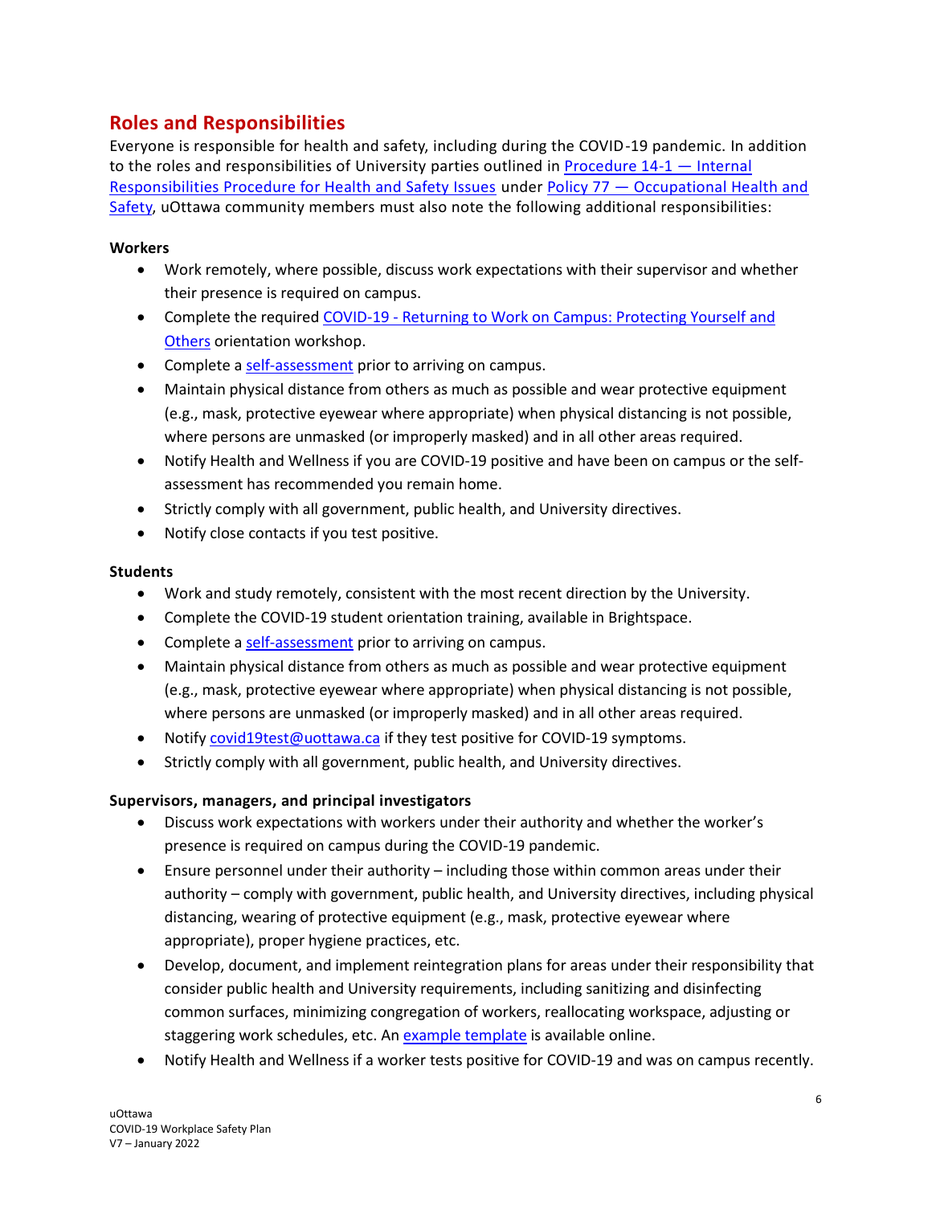## Roles and Responsibilities

Everyone is responsible for health and safety, including during the COVID-19 pandemic. In addition to the roles and responsibilities of University parties outlined in [Procedure 14-1 — Internal Responsibilities Procedure for Health and Safety Issues] under [Policy 77 — Occupational Health and Safety], uOttawa community members must also note the following additional responsibilities:

**Workers**

- Work remotely, where possible, discuss work expectations with their supervisor and whether their presence is required on campus.
- Complete the required [COVID-19 - Returning to Work on Campus: Protecting Yourself and Others] orientation workshop.
- Complete a [self-assessment] prior to arriving on campus.
- Maintain physical distance from others as much as possible and wear protective equipment (e.g., mask, protective eyewear where appropriate) when physical distancing is not possible, where persons are unmasked (or improperly masked) and in all other areas required.
- Notify Health and Wellness if you are COVID-19 positive and have been on campus or the self-assessment has recommended you remain home.
- Strictly comply with all government, public health, and University directives.
- Notify close contacts if you test positive.

**Students**

- Work and study remotely, consistent with the most recent direction by the University.
- Complete the COVID-19 student orientation training, available in Brightspace.
- Complete a [self-assessment] prior to arriving on campus.
- Maintain physical distance from others as much as possible and wear protective equipment (e.g., mask, protective eyewear where appropriate) when physical distancing is not possible, where persons are unmasked (or improperly masked) and in all other areas required.
- Notify covid19test@uottawa.ca if they test positive for COVID-19 symptoms.
- Strictly comply with all government, public health, and University directives.

**Supervisors, managers, and principal investigators**

- Discuss work expectations with workers under their authority and whether the worker's presence is required on campus during the COVID-19 pandemic.
- Ensure personnel under their authority – including those within common areas under their authority – comply with government, public health, and University directives, including physical distancing, wearing of protective equipment (e.g., mask, protective eyewear where appropriate), proper hygiene practices, etc.
- Develop, document, and implement reintegration plans for areas under their responsibility that consider public health and University requirements, including sanitizing and disinfecting common surfaces, minimizing congregation of workers, reallocating workspace, adjusting or staggering work schedules, etc. An [example template] is available online.
- Notify Health and Wellness if a worker tests positive for COVID-19 and was on campus recently.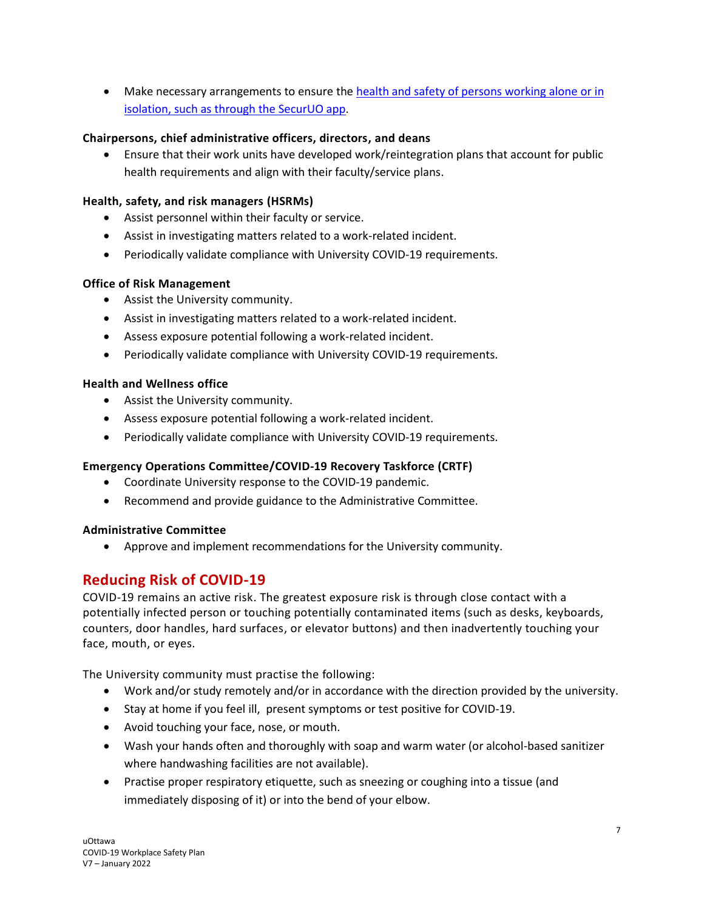- Make necessary arrangements to ensure the [health and safety of persons working alone or in isolation, such as through the SecurUO app](#).

**Chairpersons, chief administrative officers, directors, and deans**

- Ensure that their work units have developed work/reintegration plans that account for public health requirements and align with their faculty/service plans.

**Health, safety, and risk managers (HSRMs)**

- Assist personnel within their faculty or service.
- Assist in investigating matters related to a work-related incident.
- Periodically validate compliance with University COVID-19 requirements.

**Office of Risk Management**

- Assist the University community.
- Assist in investigating matters related to a work-related incident.
- Assess exposure potential following a work-related incident.
- Periodically validate compliance with University COVID-19 requirements.

**Health and Wellness office**

- Assist the University community.
- Assess exposure potential following a work-related incident.
- Periodically validate compliance with University COVID-19 requirements.

**Emergency Operations Committee/COVID-19 Recovery Taskforce (CRTF)**

- Coordinate University response to the COVID-19 pandemic.
- Recommend and provide guidance to the Administrative Committee.

**Administrative Committee**

- Approve and implement recommendations for the University community.

## Reducing Risk of COVID-19

COVID-19 remains an active risk. The greatest exposure risk is through close contact with a potentially infected person or touching potentially contaminated items (such as desks, keyboards, counters, door handles, hard surfaces, or elevator buttons) and then inadvertently touching your face, mouth, or eyes.

The University community must practise the following:

- Work and/or study remotely and/or in accordance with the direction provided by the university.
- Stay at home if you feel ill, present symptoms or test positive for COVID-19.
- Avoid touching your face, nose, or mouth.
- Wash your hands often and thoroughly with soap and warm water (or alcohol-based sanitizer where handwashing facilities are not available).
- Practise proper respiratory etiquette, such as sneezing or coughing into a tissue (and immediately disposing of it) or into the bend of your elbow.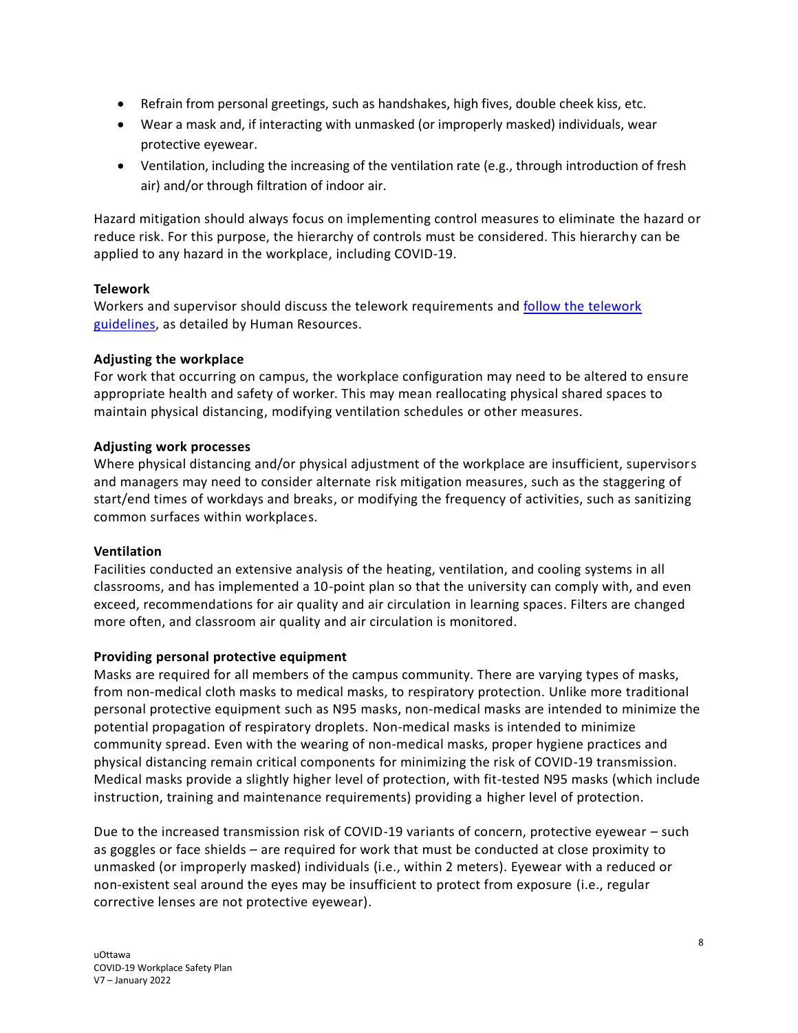- Refrain from personal greetings, such as handshakes, high fives, double cheek kiss, etc.
- Wear a mask and, if interacting with unmasked (or improperly masked) individuals, wear protective eyewear.
- Ventilation, including the increasing of the ventilation rate (e.g., through introduction of fresh air) and/or through filtration of indoor air.

Hazard mitigation should always focus on implementing control measures to eliminate the hazard or reduce risk. For this purpose, the hierarchy of controls must be considered. This hierarchy can be applied to any hazard in the workplace, including COVID-19.

**Telework**
Workers and supervisor should discuss the telework requirements and [follow the telework guidelines](), as detailed by Human Resources.

**Adjusting the workplace**
For work that occurring on campus, the workplace configuration may need to be altered to ensure appropriate health and safety of worker. This may mean reallocating physical shared spaces to maintain physical distancing, modifying ventilation schedules or other measures.

**Adjusting work processes**
Where physical distancing and/or physical adjustment of the workplace are insufficient, supervisors and managers may need to consider alternate risk mitigation measures, such as the staggering of start/end times of workdays and breaks, or modifying the frequency of activities, such as sanitizing common surfaces within workplaces.

**Ventilation**
Facilities conducted an extensive analysis of the heating, ventilation, and cooling systems in all classrooms, and has implemented a 10-point plan so that the university can comply with, and even exceed, recommendations for air quality and air circulation in learning spaces. Filters are changed more often, and classroom air quality and air circulation is monitored.

**Providing personal protective equipment**
Masks are required for all members of the campus community. There are varying types of masks, from non-medical cloth masks to medical masks, to respiratory protection. Unlike more traditional personal protective equipment such as N95 masks, non-medical masks are intended to minimize the potential propagation of respiratory droplets. Non-medical masks is intended to minimize community spread. Even with the wearing of non-medical masks, proper hygiene practices and physical distancing remain critical components for minimizing the risk of COVID-19 transmission. Medical masks provide a slightly higher level of protection, with fit-tested N95 masks (which include instruction, training and maintenance requirements) providing a higher level of protection.

Due to the increased transmission risk of COVID-19 variants of concern, protective eyewear – such as goggles or face shields – are required for work that must be conducted at close proximity to unmasked (or improperly masked) individuals (i.e., within 2 meters). Eyewear with a reduced or non-existent seal around the eyes may be insufficient to protect from exposure (i.e., regular corrective lenses are not protective eyewear).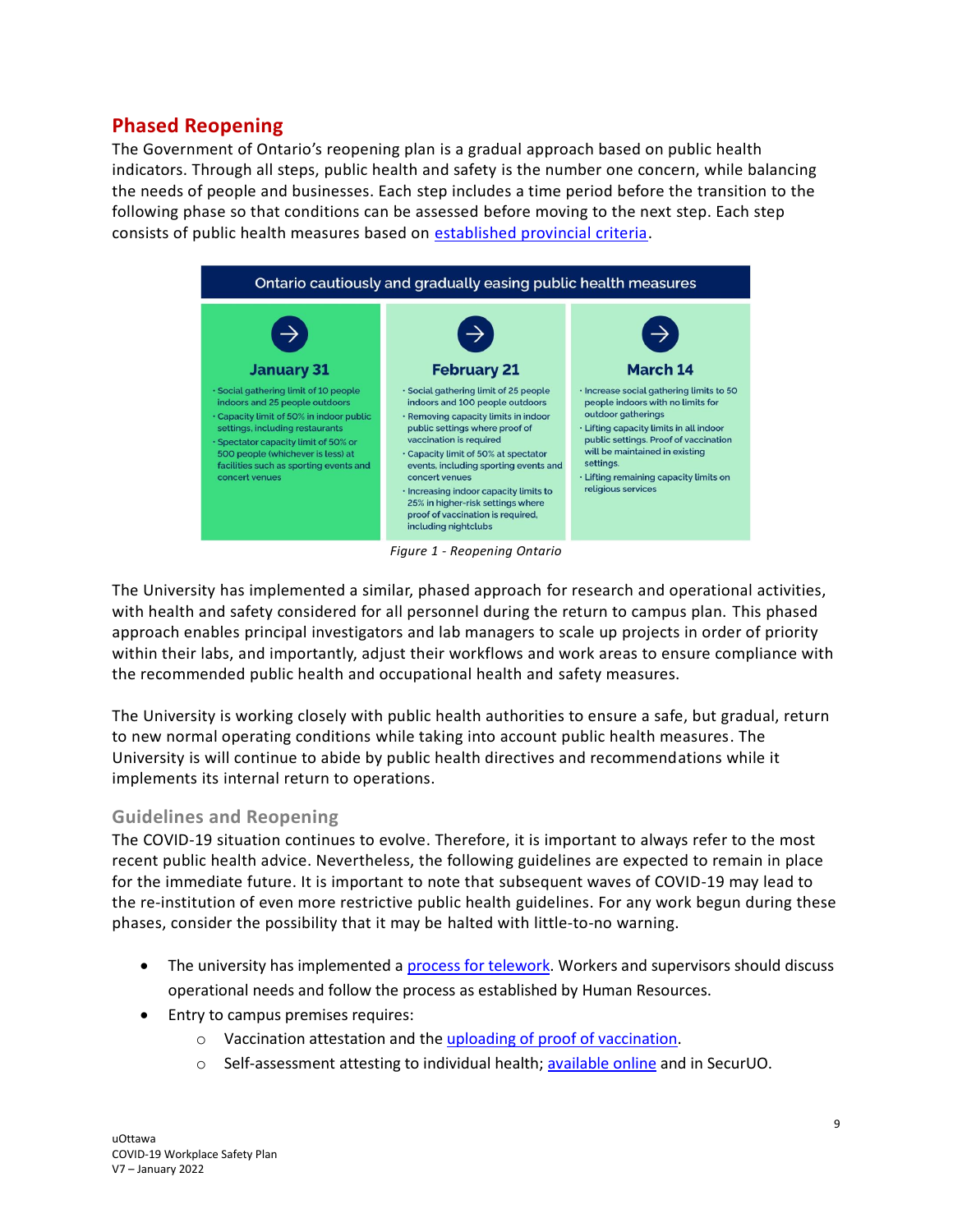## Phased Reopening

The Government of Ontario's reopening plan is a gradual approach based on public health indicators. Through all steps, public health and safety is the number one concern, while balancing the needs of people and businesses. Each step includes a time period before the transition to the following phase so that conditions can be assessed before moving to the next step. Each step consists of public health measures based on [established provincial criteria](#).

**Ontario cautiously and gradually easing public health measures**

| January 31 | February 21 | March 14 |
|---|---|---|
| • Social gathering limit of 10 people indoors and 25 people outdoors<br>• Capacity limit of 50% in indoor public settings, including restaurants<br>• Spectator capacity limit of 50% or 500 people (whichever is less) at facilities such as sporting events and concert venues | • Social gathering limit of 25 people indoors and 100 people outdoors<br>• Removing capacity limits in indoor public settings where proof of vaccination is required<br>• Capacity limit of 50% at spectator events, including sporting events and concert venues<br>• Increasing indoor capacity limits to 25% in higher-risk settings where proof of vaccination is required, including nightclubs | • Increase social gathering limits to 50 people indoors with no limits for outdoor gatherings<br>• Lifting capacity limits in all indoor public settings. Proof of vaccination will be maintained in existing settings.<br>• Lifting remaining capacity limits on religious services |

*Figure 1 - Reopening Ontario*

The University has implemented a similar, phased approach for research and operational activities, with health and safety considered for all personnel during the return to campus plan. This phased approach enables principal investigators and lab managers to scale up projects in order of priority within their labs, and importantly, adjust their workflows and work areas to ensure compliance with the recommended public health and occupational health and safety measures.

The University is working closely with public health authorities to ensure a safe, but gradual, return to new normal operating conditions while taking into account public health measures. The University is will continue to abide by public health directives and recommendations while it implements its internal return to operations.

### Guidelines and Reopening

The COVID-19 situation continues to evolve. Therefore, it is important to always refer to the most recent public health advice. Nevertheless, the following guidelines are expected to remain in place for the immediate future. It is important to note that subsequent waves of COVID-19 may lead to the re-institution of even more restrictive public health guidelines. For any work begun during these phases, consider the possibility that it may be halted with little-to-no warning.

- The university has implemented a [process for telework](#). Workers and supervisors should discuss operational needs and follow the process as established by Human Resources.
- Entry to campus premises requires:
  - Vaccination attestation and the [uploading of proof of vaccination](#).
  - Self-assessment attesting to individual health; [available online](#) and in SecurUO.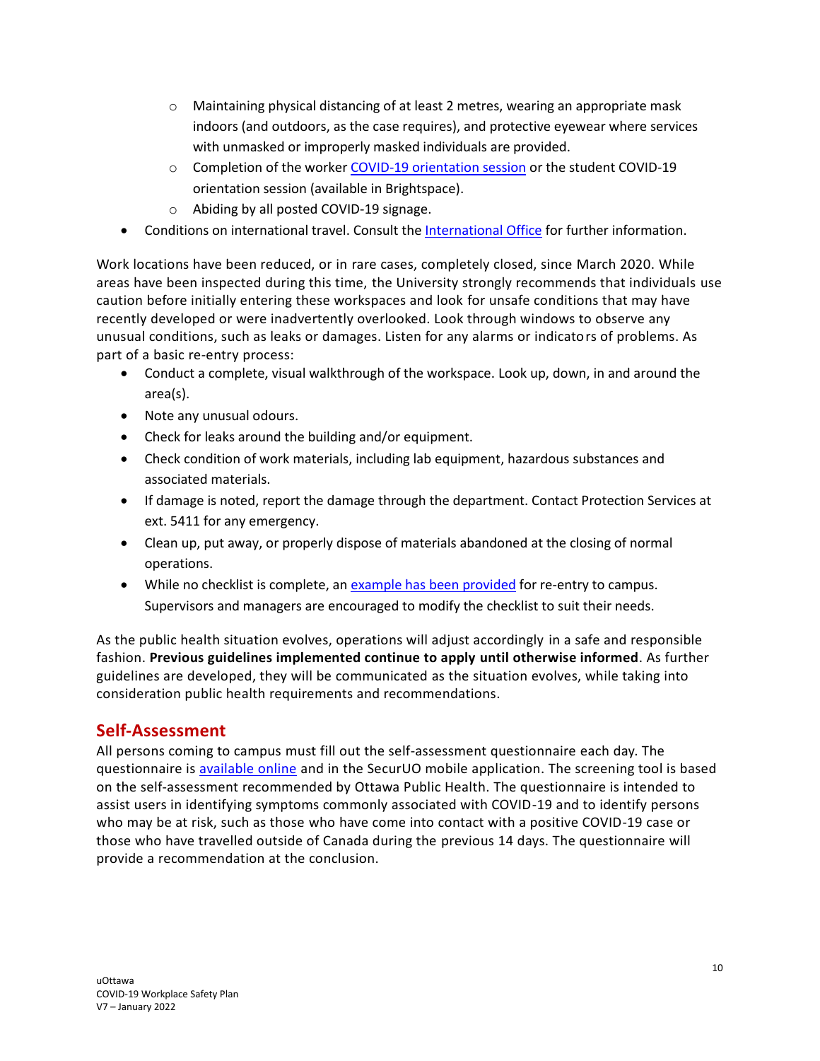- Maintaining physical distancing of at least 2 metres, wearing an appropriate mask indoors (and outdoors, as the case requires), and protective eyewear where services with unmasked or improperly masked individuals are provided.
    - Completion of the worker [COVID-19 orientation session]() or the student COVID-19 orientation session (available in Brightspace).
    - Abiding by all posted COVID-19 signage.
- Conditions on international travel. Consult the [International Office]() for further information.

Work locations have been reduced, or in rare cases, completely closed, since March 2020. While areas have been inspected during this time, the University strongly recommends that individuals use caution before initially entering these workspaces and look for unsafe conditions that may have recently developed or were inadvertently overlooked. Look through windows to observe any unusual conditions, such as leaks or damages. Listen for any alarms or indicators of problems. As part of a basic re-entry process:

- Conduct a complete, visual walkthrough of the workspace. Look up, down, in and around the area(s).
- Note any unusual odours.
- Check for leaks around the building and/or equipment.
- Check condition of work materials, including lab equipment, hazardous substances and associated materials.
- If damage is noted, report the damage through the department. Contact Protection Services at ext. 5411 for any emergency.
- Clean up, put away, or properly dispose of materials abandoned at the closing of normal operations.
- While no checklist is complete, an [example has been provided]() for re-entry to campus. Supervisors and managers are encouraged to modify the checklist to suit their needs.

As the public health situation evolves, operations will adjust accordingly in a safe and responsible fashion. **Previous guidelines implemented continue to apply until otherwise informed**. As further guidelines are developed, they will be communicated as the situation evolves, while taking into consideration public health requirements and recommendations.

## Self-Assessment

All persons coming to campus must fill out the self-assessment questionnaire each day. The questionnaire is [available online]() and in the SecurUO mobile application. The screening tool is based on the self-assessment recommended by Ottawa Public Health. The questionnaire is intended to assist users in identifying symptoms commonly associated with COVID-19 and to identify persons who may be at risk, such as those who have come into contact with a positive COVID-19 case or those who have travelled outside of Canada during the previous 14 days. The questionnaire will provide a recommendation at the conclusion.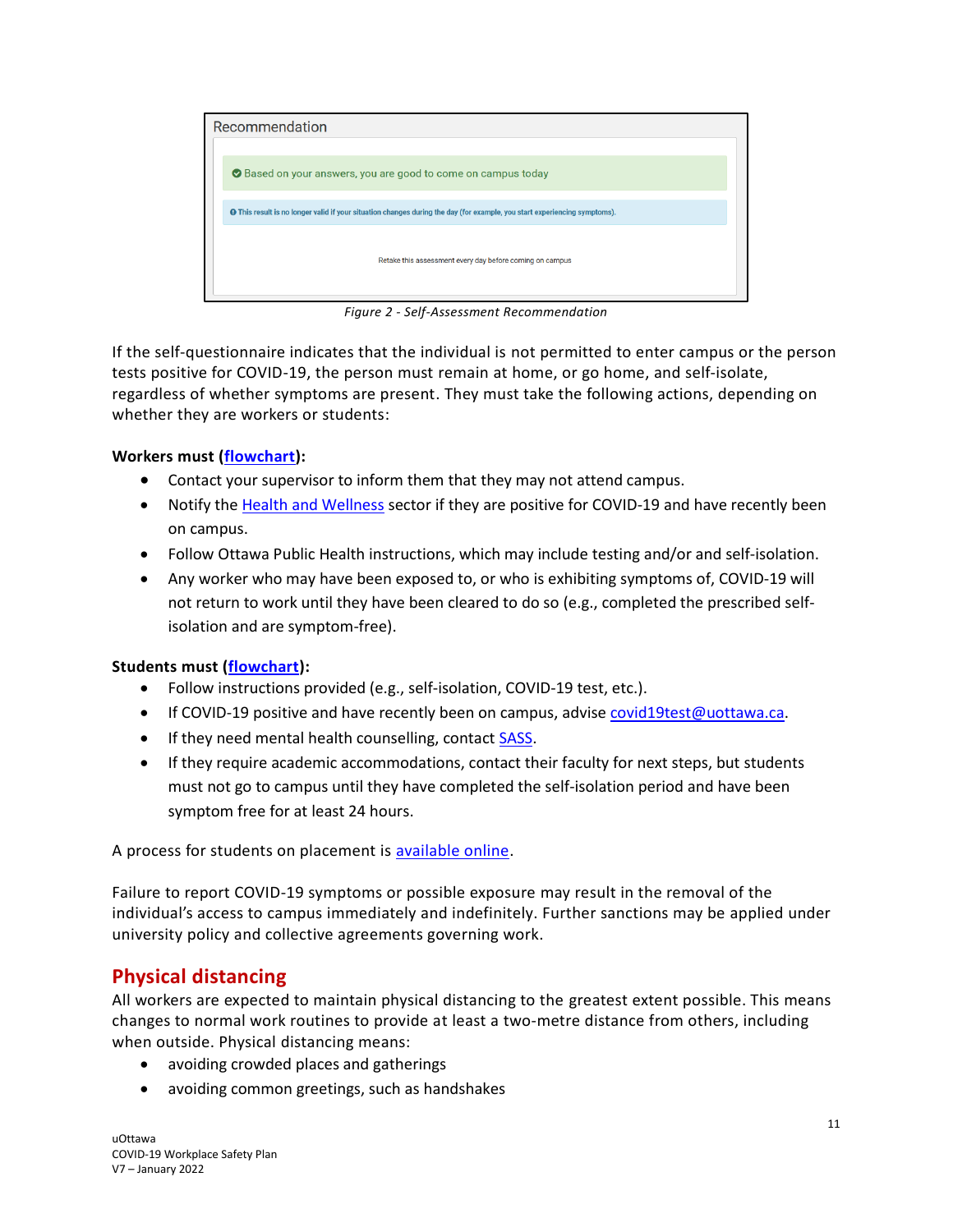Recommendation

Based on your answers, you are good to come on campus today

This result is no longer valid if your situation changes during the day (for example, you start experiencing symptoms).

Retake this assessment every day before coming on campus

*Figure 2 - Self-Assessment Recommendation*

If the self-questionnaire indicates that the individual is not permitted to enter campus or the person tests positive for COVID-19, the person must remain at home, or go home, and self-isolate, regardless of whether symptoms are present. They must take the following actions, depending on whether they are workers or students:

**Workers must (flowchart):**

- Contact your supervisor to inform them that they may not attend campus.
- Notify the Health and Wellness sector if they are positive for COVID-19 and have recently been on campus.
- Follow Ottawa Public Health instructions, which may include testing and/or and self-isolation.
- Any worker who may have been exposed to, or who is exhibiting symptoms of, COVID-19 will not return to work until they have been cleared to do so (e.g., completed the prescribed self-isolation and are symptom-free).

**Students must (flowchart):**

- Follow instructions provided (e.g., self-isolation, COVID-19 test, etc.).
- If COVID-19 positive and have recently been on campus, advise covid19test@uottawa.ca.
- If they need mental health counselling, contact SASS.
- If they require academic accommodations, contact their faculty for next steps, but students must not go to campus until they have completed the self-isolation period and have been symptom free for at least 24 hours.

A process for students on placement is available online.

Failure to report COVID-19 symptoms or possible exposure may result in the removal of the individual's access to campus immediately and indefinitely. Further sanctions may be applied under university policy and collective agreements governing work.

## Physical distancing

All workers are expected to maintain physical distancing to the greatest extent possible. This means changes to normal work routines to provide at least a two-metre distance from others, including when outside. Physical distancing means:

- avoiding crowded places and gatherings
- avoiding common greetings, such as handshakes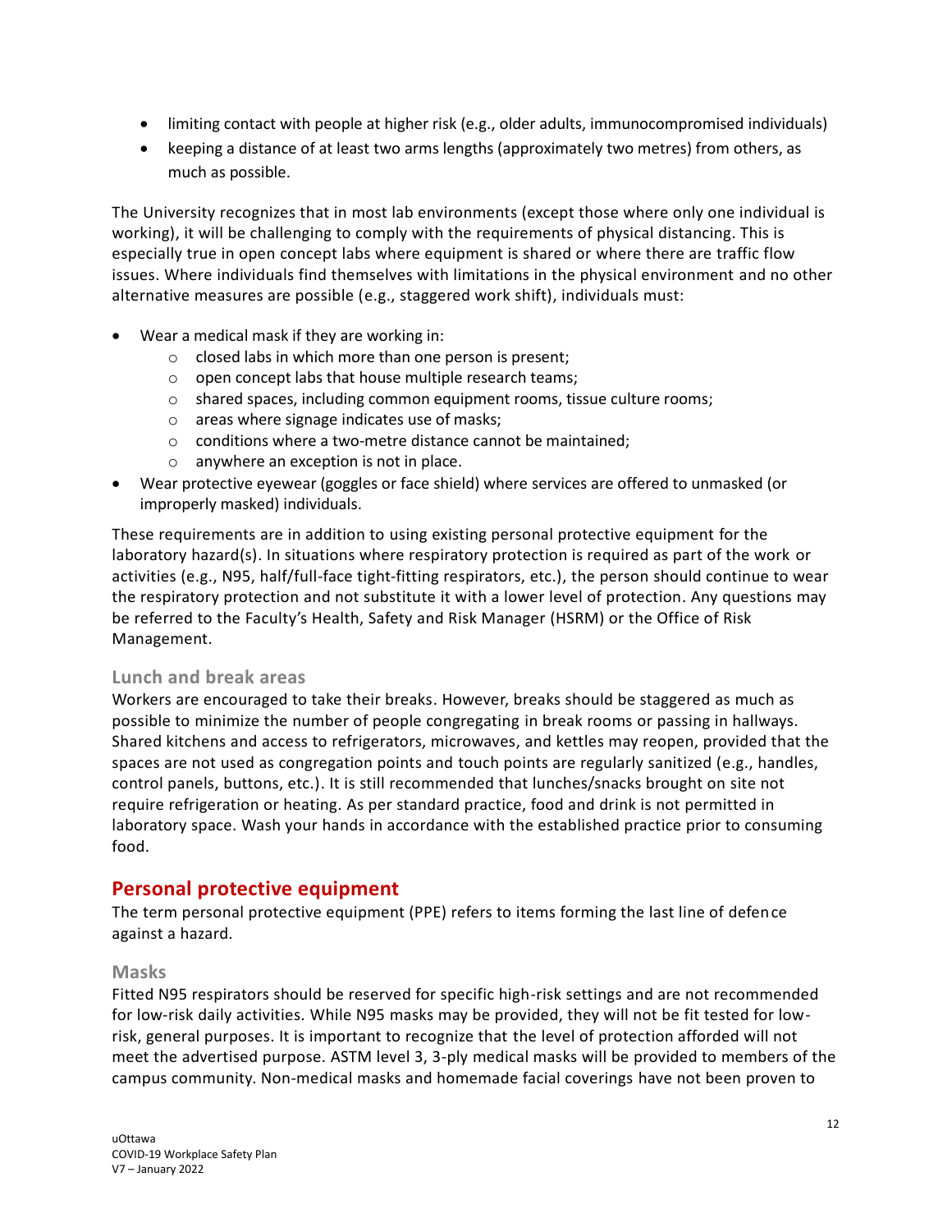- limiting contact with people at higher risk (e.g., older adults, immunocompromised individuals)
- keeping a distance of at least two arms lengths (approximately two metres) from others, as much as possible.

The University recognizes that in most lab environments (except those where only one individual is working), it will be challenging to comply with the requirements of physical distancing. This is especially true in open concept labs where equipment is shared or where there are traffic flow issues. Where individuals find themselves with limitations in the physical environment and no other alternative measures are possible (e.g., staggered work shift), individuals must:

- Wear a medical mask if they are working in:
  - closed labs in which more than one person is present;
  - open concept labs that house multiple research teams;
  - shared spaces, including common equipment rooms, tissue culture rooms;
  - areas where signage indicates use of masks;
  - conditions where a two-metre distance cannot be maintained;
  - anywhere an exception is not in place.
- Wear protective eyewear (goggles or face shield) where services are offered to unmasked (or improperly masked) individuals.

These requirements are in addition to using existing personal protective equipment for the laboratory hazard(s). In situations where respiratory protection is required as part of the work or activities (e.g., N95, half/full-face tight-fitting respirators, etc.), the person should continue to wear the respiratory protection and not substitute it with a lower level of protection. Any questions may be referred to the Faculty's Health, Safety and Risk Manager (HSRM) or the Office of Risk Management.

### Lunch and break areas

Workers are encouraged to take their breaks. However, breaks should be staggered as much as possible to minimize the number of people congregating in break rooms or passing in hallways. Shared kitchens and access to refrigerators, microwaves, and kettles may reopen, provided that the spaces are not used as congregation points and touch points are regularly sanitized (e.g., handles, control panels, buttons, etc.). It is still recommended that lunches/snacks brought on site not require refrigeration or heating. As per standard practice, food and drink is not permitted in laboratory space. Wash your hands in accordance with the established practice prior to consuming food.

## Personal protective equipment

The term personal protective equipment (PPE) refers to items forming the last line of defence against a hazard.

### Masks

Fitted N95 respirators should be reserved for specific high-risk settings and are not recommended for low-risk daily activities. While N95 masks may be provided, they will not be fit tested for low-risk, general purposes. It is important to recognize that the level of protection afforded will not meet the advertised purpose. ASTM level 3, 3-ply medical masks will be provided to members of the campus community. Non-medical masks and homemade facial coverings have not been proven to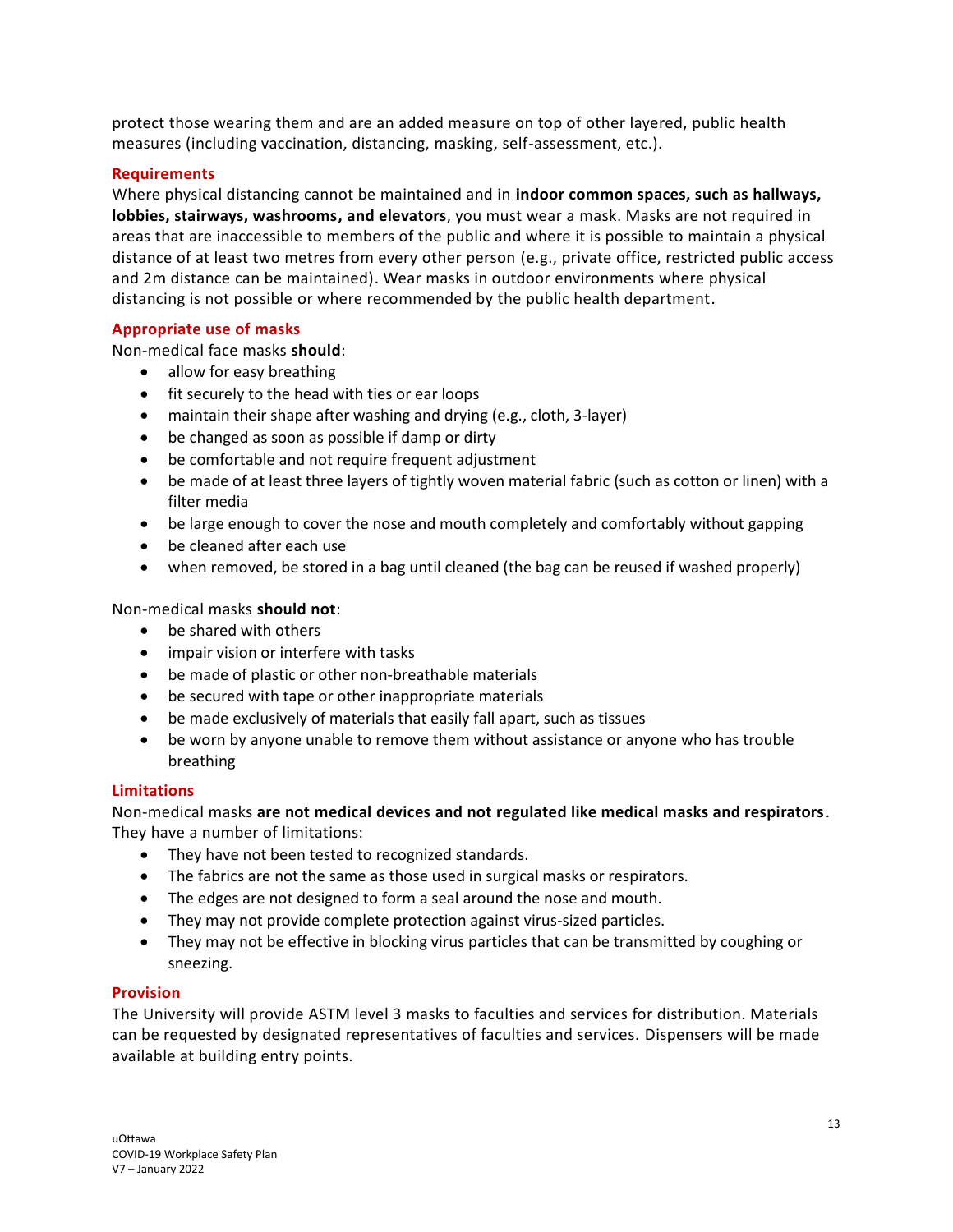protect those wearing them and are an added measure on top of other layered, public health measures (including vaccination, distancing, masking, self-assessment, etc.).

### Requirements

Where physical distancing cannot be maintained and in **indoor common spaces, such as hallways, lobbies, stairways, washrooms, and elevators**, you must wear a mask. Masks are not required in areas that are inaccessible to members of the public and where it is possible to maintain a physical distance of at least two metres from every other person (e.g., private office, restricted public access and 2m distance can be maintained). Wear masks in outdoor environments where physical distancing is not possible or where recommended by the public health department.

### Appropriate use of masks

Non-medical face masks **should**:

- allow for easy breathing
- fit securely to the head with ties or ear loops
- maintain their shape after washing and drying (e.g., cloth, 3-layer)
- be changed as soon as possible if damp or dirty
- be comfortable and not require frequent adjustment
- be made of at least three layers of tightly woven material fabric (such as cotton or linen) with a filter media
- be large enough to cover the nose and mouth completely and comfortably without gapping
- be cleaned after each use
- when removed, be stored in a bag until cleaned (the bag can be reused if washed properly)

Non-medical masks **should not**:

- be shared with others
- impair vision or interfere with tasks
- be made of plastic or other non-breathable materials
- be secured with tape or other inappropriate materials
- be made exclusively of materials that easily fall apart, such as tissues
- be worn by anyone unable to remove them without assistance or anyone who has trouble breathing

### Limitations

Non-medical masks **are not medical devices and not regulated like medical masks and respirators**. They have a number of limitations:

- They have not been tested to recognized standards.
- The fabrics are not the same as those used in surgical masks or respirators.
- The edges are not designed to form a seal around the nose and mouth.
- They may not provide complete protection against virus-sized particles.
- They may not be effective in blocking virus particles that can be transmitted by coughing or sneezing.

### Provision

The University will provide ASTM level 3 masks to faculties and services for distribution. Materials can be requested by designated representatives of faculties and services. Dispensers will be made available at building entry points.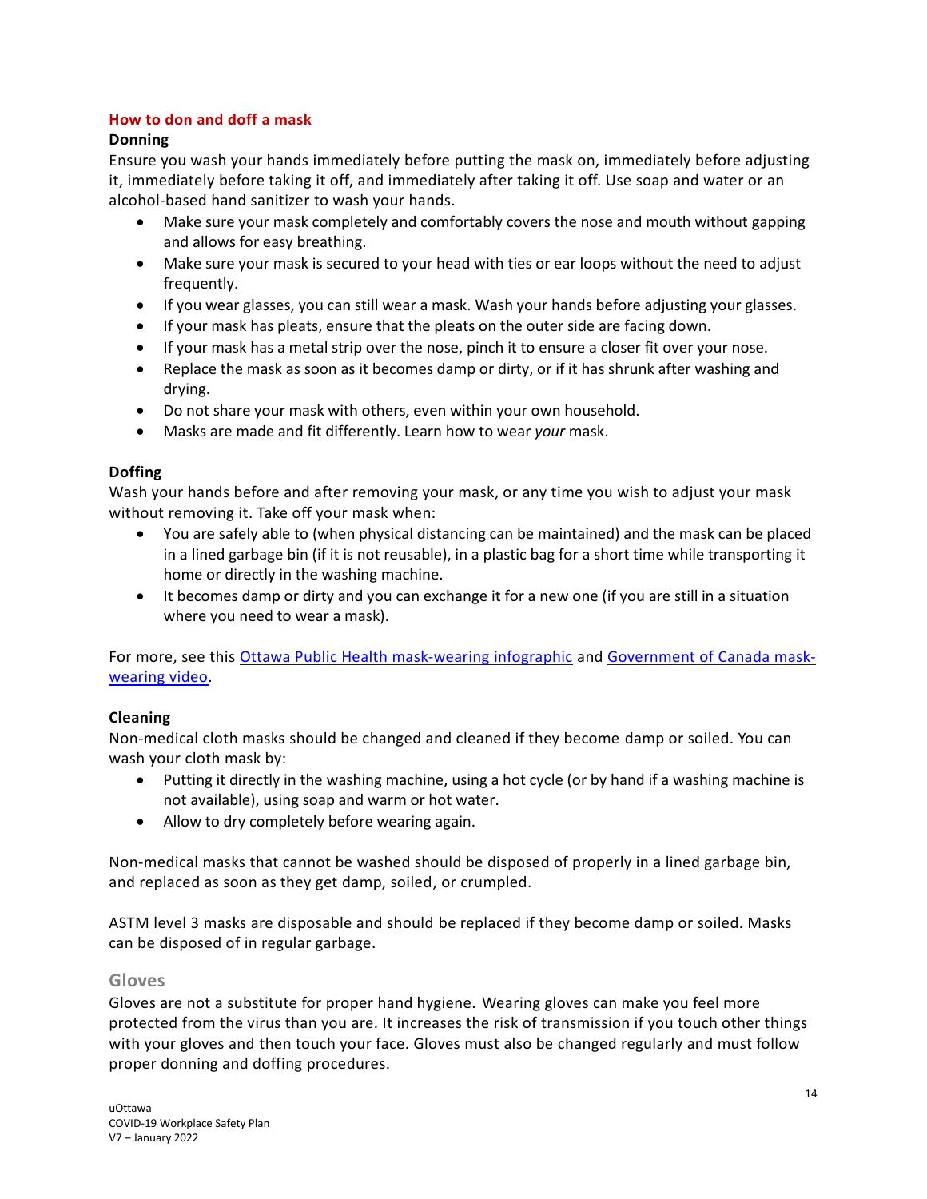## How to don and doff a mask

### Donning

Ensure you wash your hands immediately before putting the mask on, immediately before adjusting it, immediately before taking it off, and immediately after taking it off. Use soap and water or an alcohol-based hand sanitizer to wash your hands.

- Make sure your mask completely and comfortably covers the nose and mouth without gapping and allows for easy breathing.
- Make sure your mask is secured to your head with ties or ear loops without the need to adjust frequently.
- If you wear glasses, you can still wear a mask. Wash your hands before adjusting your glasses.
- If your mask has pleats, ensure that the pleats on the outer side are facing down.
- If your mask has a metal strip over the nose, pinch it to ensure a closer fit over your nose.
- Replace the mask as soon as it becomes damp or dirty, or if it has shrunk after washing and drying.
- Do not share your mask with others, even within your own household.
- Masks are made and fit differently. Learn how to wear *your* mask.

### Doffing

Wash your hands before and after removing your mask, or any time you wish to adjust your mask without removing it. Take off your mask when:

- You are safely able to (when physical distancing can be maintained) and the mask can be placed in a lined garbage bin (if it is not reusable), in a plastic bag for a short time while transporting it home or directly in the washing machine.
- It becomes damp or dirty and you can exchange it for a new one (if you are still in a situation where you need to wear a mask).

For more, see this Ottawa Public Health mask-wearing infographic and Government of Canada mask-wearing video.

### Cleaning

Non-medical cloth masks should be changed and cleaned if they become damp or soiled. You can wash your cloth mask by:

- Putting it directly in the washing machine, using a hot cycle (or by hand if a washing machine is not available), using soap and warm or hot water.
- Allow to dry completely before wearing again.

Non-medical masks that cannot be washed should be disposed of properly in a lined garbage bin, and replaced as soon as they get damp, soiled, or crumpled.

ASTM level 3 masks are disposable and should be replaced if they become damp or soiled. Masks can be disposed of in regular garbage.

## Gloves

Gloves are not a substitute for proper hand hygiene. Wearing gloves can make you feel more protected from the virus than you are. It increases the risk of transmission if you touch other things with your gloves and then touch your face. Gloves must also be changed regularly and must follow proper donning and doffing procedures.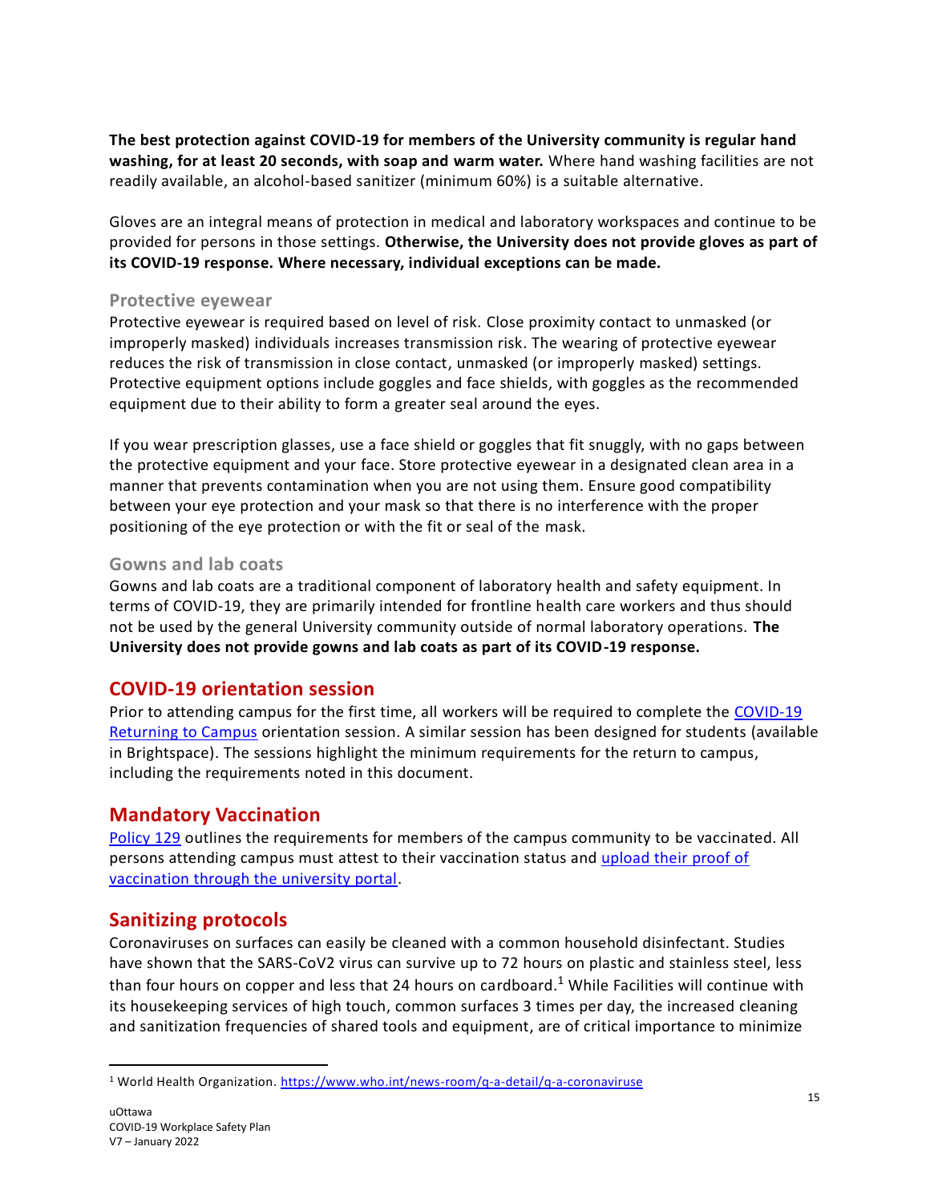**The best protection against COVID-19 for members of the University community is regular hand washing, for at least 20 seconds, with soap and warm water.** Where hand washing facilities are not readily available, an alcohol-based sanitizer (minimum 60%) is a suitable alternative.

Gloves are an integral means of protection in medical and laboratory workspaces and continue to be provided for persons in those settings. **Otherwise, the University does not provide gloves as part of its COVID-19 response. Where necessary, individual exceptions can be made.**

### Protective eyewear

Protective eyewear is required based on level of risk. Close proximity contact to unmasked (or improperly masked) individuals increases transmission risk. The wearing of protective eyewear reduces the risk of transmission in close contact, unmasked (or improperly masked) settings. Protective equipment options include goggles and face shields, with goggles as the recommended equipment due to their ability to form a greater seal around the eyes.

If you wear prescription glasses, use a face shield or goggles that fit snuggly, with no gaps between the protective equipment and your face. Store protective eyewear in a designated clean area in a manner that prevents contamination when you are not using them. Ensure good compatibility between your eye protection and your mask so that there is no interference with the proper positioning of the eye protection or with the fit or seal of the mask.

### Gowns and lab coats

Gowns and lab coats are a traditional component of laboratory health and safety equipment. In terms of COVID-19, they are primarily intended for frontline health care workers and thus should not be used by the general University community outside of normal laboratory operations. **The University does not provide gowns and lab coats as part of its COVID-19 response.**

## COVID-19 orientation session

Prior to attending campus for the first time, all workers will be required to complete the COVID-19 Returning to Campus orientation session. A similar session has been designed for students (available in Brightspace). The sessions highlight the minimum requirements for the return to campus, including the requirements noted in this document.

## Mandatory Vaccination

Policy 129 outlines the requirements for members of the campus community to be vaccinated. All persons attending campus must attest to their vaccination status and upload their proof of vaccination through the university portal.

## Sanitizing protocols

Coronaviruses on surfaces can easily be cleaned with a common household disinfectant. Studies have shown that the SARS-CoV2 virus can survive up to 72 hours on plastic and stainless steel, less than four hours on copper and less that 24 hours on cardboard.[1] While Facilities will continue with its housekeeping services of high touch, common surfaces 3 times per day, the increased cleaning and sanitization frequencies of shared tools and equipment, are of critical importance to minimize

[1] World Health Organization. https://www.who.int/news-room/q-a-detail/q-a-coronaviruse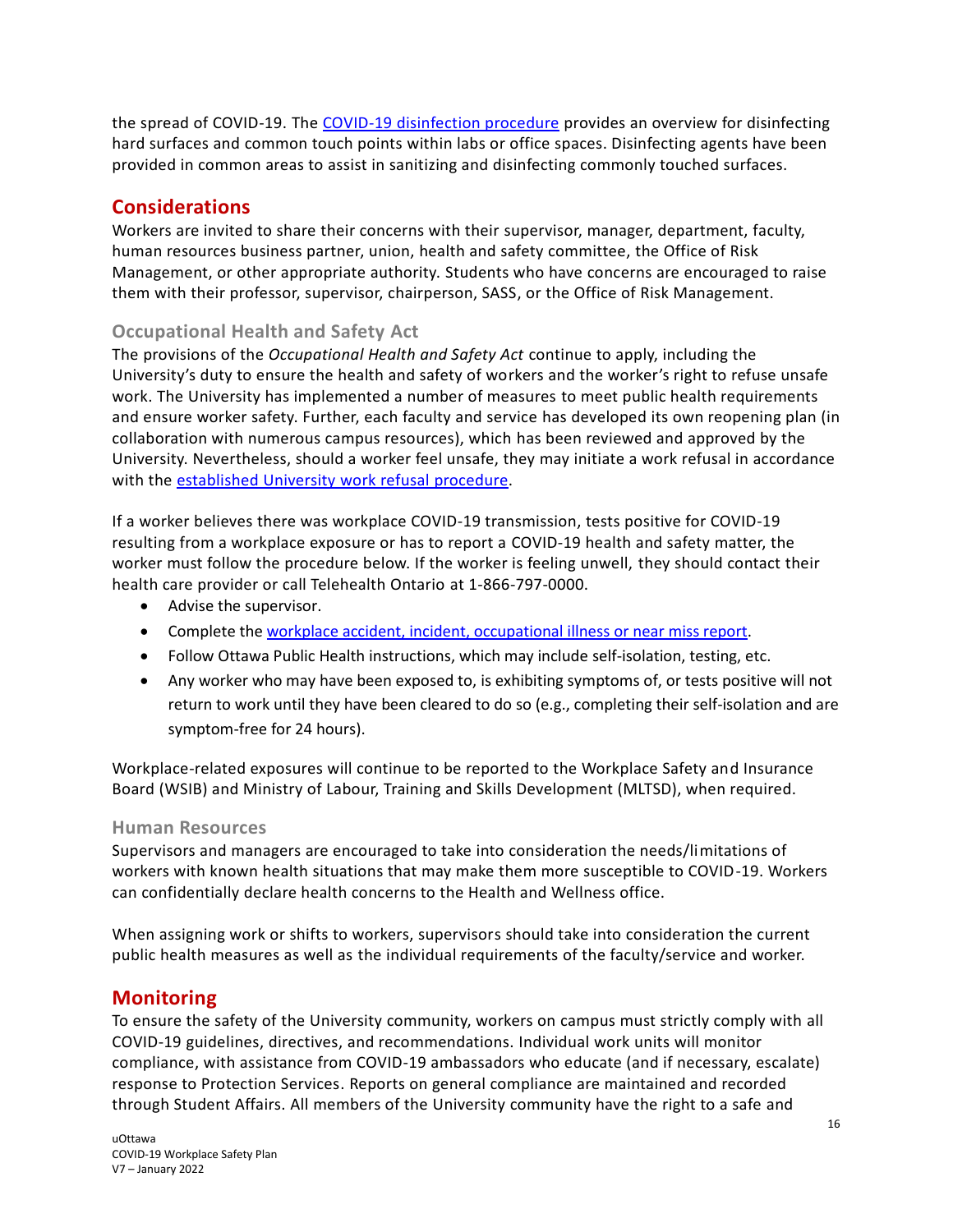the spread of COVID-19. The [COVID-19 disinfection procedure] provides an overview for disinfecting hard surfaces and common touch points within labs or office spaces. Disinfecting agents have been provided in common areas to assist in sanitizing and disinfecting commonly touched surfaces.

## Considerations

Workers are invited to share their concerns with their supervisor, manager, department, faculty, human resources business partner, union, health and safety committee, the Office of Risk Management, or other appropriate authority. Students who have concerns are encouraged to raise them with their professor, supervisor, chairperson, SASS, or the Office of Risk Management.

### Occupational Health and Safety Act

The provisions of the *Occupational Health and Safety Act* continue to apply, including the University's duty to ensure the health and safety of workers and the worker's right to refuse unsafe work. The University has implemented a number of measures to meet public health requirements and ensure worker safety. Further, each faculty and service has developed its own reopening plan (in collaboration with numerous campus resources), which has been reviewed and approved by the University. Nevertheless, should a worker feel unsafe, they may initiate a work refusal in accordance with the [established University work refusal procedure].

If a worker believes there was workplace COVID-19 transmission, tests positive for COVID-19 resulting from a workplace exposure or has to report a COVID-19 health and safety matter, the worker must follow the procedure below. If the worker is feeling unwell, they should contact their health care provider or call Telehealth Ontario at 1-866-797-0000.

- Advise the supervisor.
- Complete the [workplace accident, incident, occupational illness or near miss report].
- Follow Ottawa Public Health instructions, which may include self-isolation, testing, etc.
- Any worker who may have been exposed to, is exhibiting symptoms of, or tests positive will not return to work until they have been cleared to do so (e.g., completing their self-isolation and are symptom-free for 24 hours).

Workplace-related exposures will continue to be reported to the Workplace Safety and Insurance Board (WSIB) and Ministry of Labour, Training and Skills Development (MLTSD), when required.

### Human Resources

Supervisors and managers are encouraged to take into consideration the needs/limitations of workers with known health situations that may make them more susceptible to COVID-19. Workers can confidentially declare health concerns to the Health and Wellness office.

When assigning work or shifts to workers, supervisors should take into consideration the current public health measures as well as the individual requirements of the faculty/service and worker.

## Monitoring

To ensure the safety of the University community, workers on campus must strictly comply with all COVID-19 guidelines, directives, and recommendations. Individual work units will monitor compliance, with assistance from COVID-19 ambassadors who educate (and if necessary, escalate) response to Protection Services. Reports on general compliance are maintained and recorded through Student Affairs. All members of the University community have the right to a safe and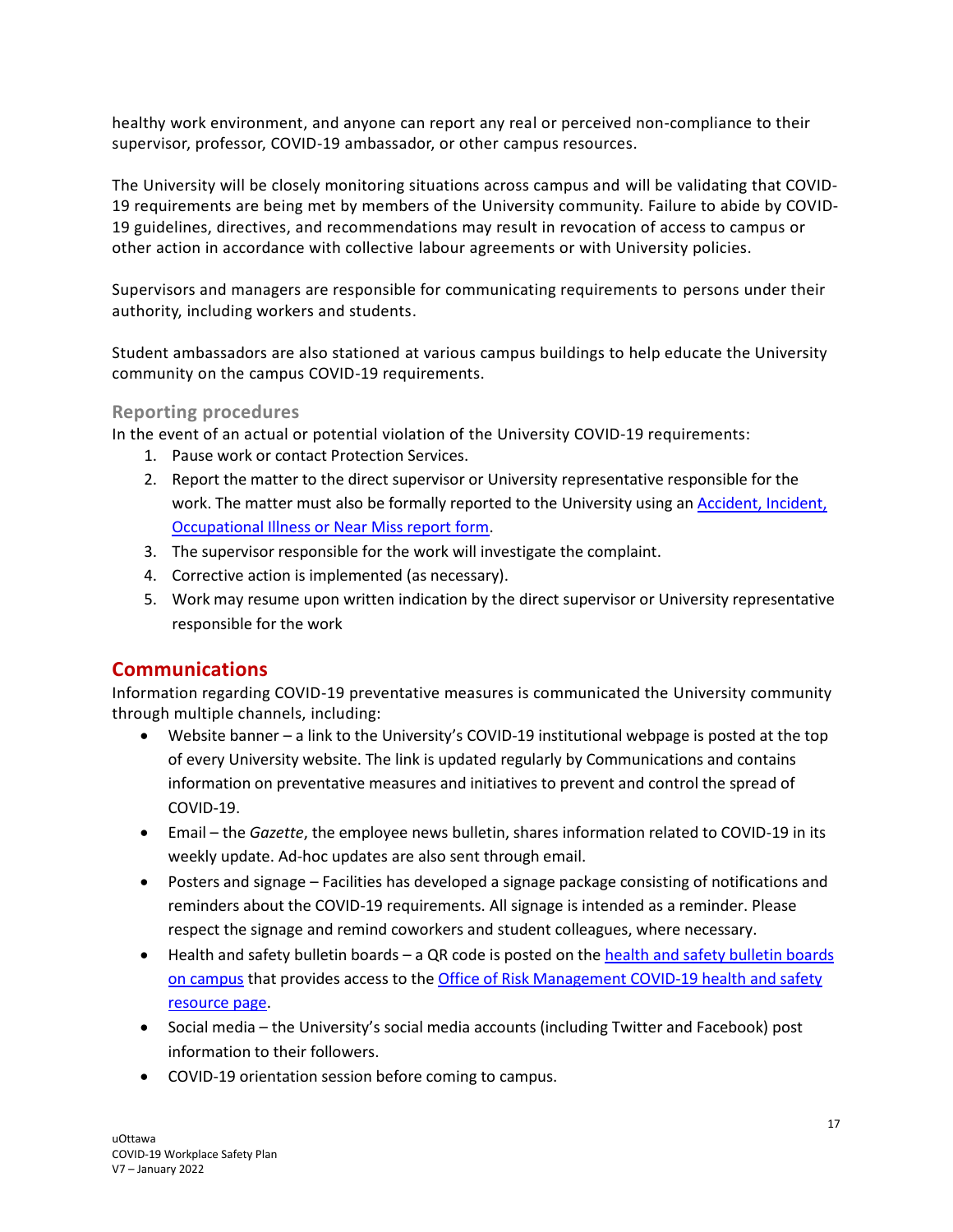healthy work environment, and anyone can report any real or perceived non-compliance to their supervisor, professor, COVID-19 ambassador, or other campus resources.

The University will be closely monitoring situations across campus and will be validating that COVID-19 requirements are being met by members of the University community. Failure to abide by COVID-19 guidelines, directives, and recommendations may result in revocation of access to campus or other action in accordance with collective labour agreements or with University policies.

Supervisors and managers are responsible for communicating requirements to persons under their authority, including workers and students.

Student ambassadors are also stationed at various campus buildings to help educate the University community on the campus COVID-19 requirements.

### Reporting procedures

In the event of an actual or potential violation of the University COVID-19 requirements:

1. Pause work or contact Protection Services.
2. Report the matter to the direct supervisor or University representative responsible for the work. The matter must also be formally reported to the University using an [Accident, Incident, Occupational Illness or Near Miss report form](#).
3. The supervisor responsible for the work will investigate the complaint.
4. Corrective action is implemented (as necessary).
5. Work may resume upon written indication by the direct supervisor or University representative responsible for the work

## Communications

Information regarding COVID-19 preventative measures is communicated the University community through multiple channels, including:

- Website banner – a link to the University's COVID-19 institutional webpage is posted at the top of every University website. The link is updated regularly by Communications and contains information on preventative measures and initiatives to prevent and control the spread of COVID-19.
- Email – the *Gazette*, the employee news bulletin, shares information related to COVID-19 in its weekly update. Ad-hoc updates are also sent through email.
- Posters and signage – Facilities has developed a signage package consisting of notifications and reminders about the COVID-19 requirements. All signage is intended as a reminder. Please respect the signage and remind coworkers and student colleagues, where necessary.
- Health and safety bulletin boards – a QR code is posted on the [health and safety bulletin boards on campus](#) that provides access to the [Office of Risk Management COVID-19 health and safety resource page](#).
- Social media – the University's social media accounts (including Twitter and Facebook) post information to their followers.
- COVID-19 orientation session before coming to campus.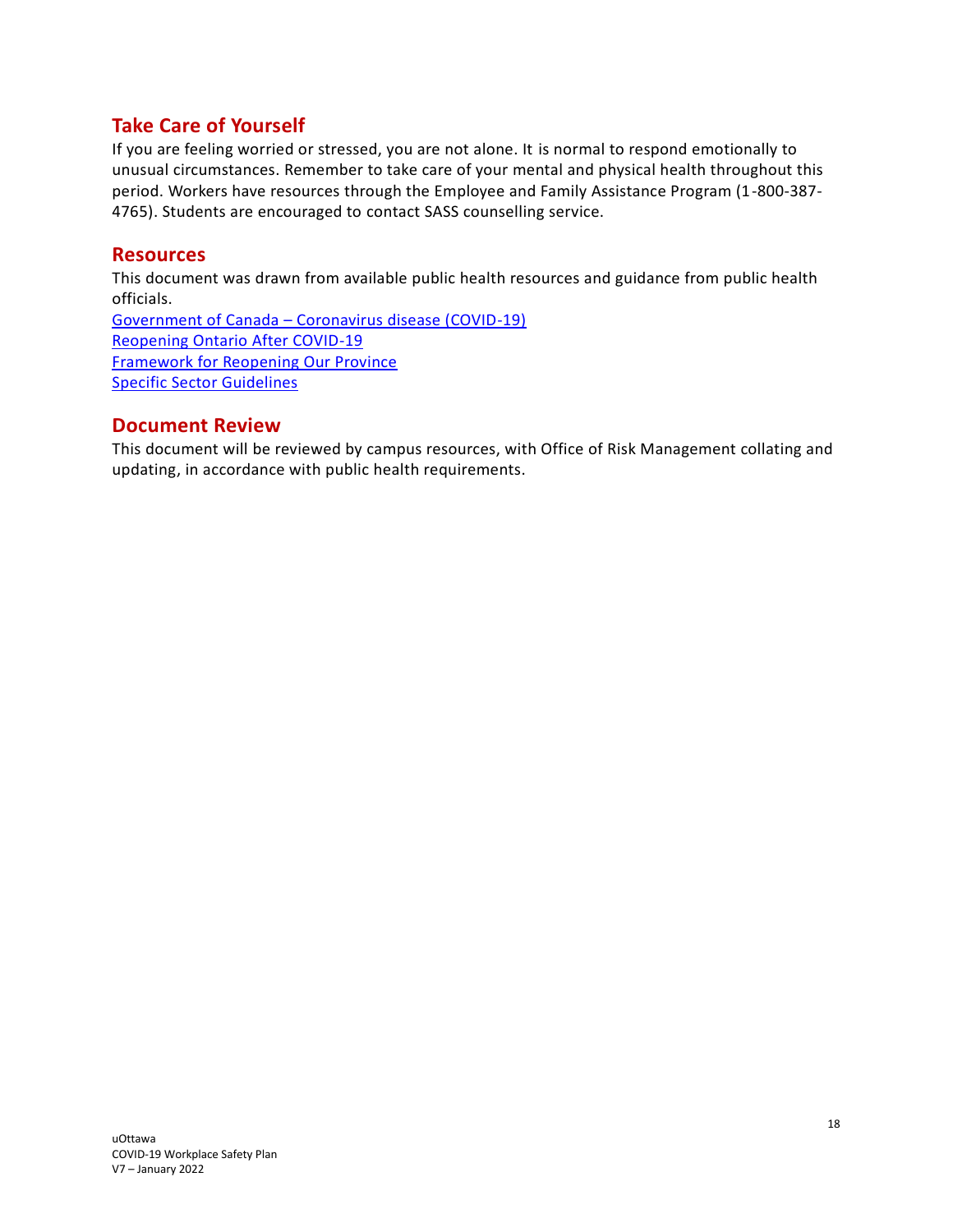## Take Care of Yourself

If you are feeling worried or stressed, you are not alone. It is normal to respond emotionally to unusual circumstances. Remember to take care of your mental and physical health throughout this period. Workers have resources through the Employee and Family Assistance Program (1-800-387-4765). Students are encouraged to contact SASS counselling service.

## Resources

This document was drawn from available public health resources and guidance from public health officials.

Government of Canada – Coronavirus disease (COVID-19)
Reopening Ontario After COVID-19
Framework for Reopening Our Province
Specific Sector Guidelines

## Document Review

This document will be reviewed by campus resources, with Office of Risk Management collating and updating, in accordance with public health requirements.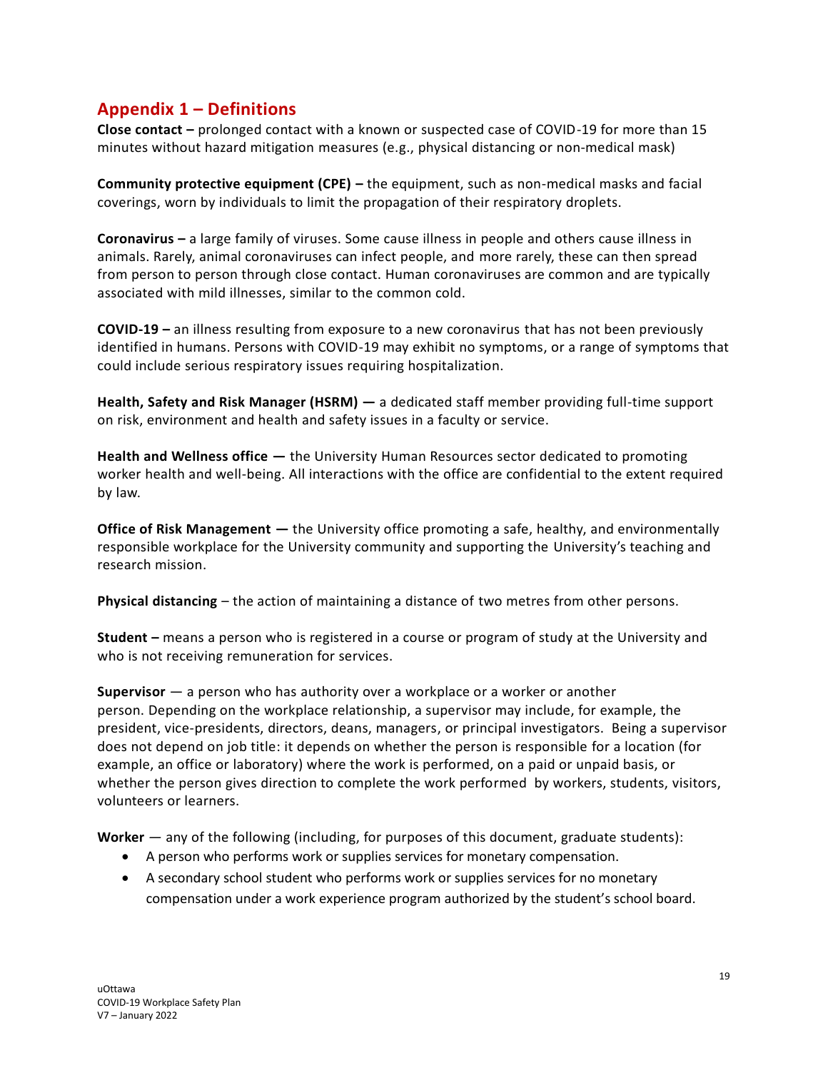## Appendix 1 – Definitions

**Close contact –** prolonged contact with a known or suspected case of COVID-19 for more than 15 minutes without hazard mitigation measures (e.g., physical distancing or non-medical mask)

**Community protective equipment (CPE) –** the equipment, such as non-medical masks and facial coverings, worn by individuals to limit the propagation of their respiratory droplets.

**Coronavirus –** a large family of viruses. Some cause illness in people and others cause illness in animals. Rarely, animal coronaviruses can infect people, and more rarely, these can then spread from person to person through close contact. Human coronaviruses are common and are typically associated with mild illnesses, similar to the common cold.

**COVID-19 –** an illness resulting from exposure to a new coronavirus that has not been previously identified in humans. Persons with COVID-19 may exhibit no symptoms, or a range of symptoms that could include serious respiratory issues requiring hospitalization.

**Health, Safety and Risk Manager (HSRM) —** a dedicated staff member providing full-time support on risk, environment and health and safety issues in a faculty or service.

**Health and Wellness office —** the University Human Resources sector dedicated to promoting worker health and well-being. All interactions with the office are confidential to the extent required by law.

**Office of Risk Management —** the University office promoting a safe, healthy, and environmentally responsible workplace for the University community and supporting the University's teaching and research mission.

**Physical distancing** – the action of maintaining a distance of two metres from other persons.

**Student –** means a person who is registered in a course or program of study at the University and who is not receiving remuneration for services.

**Supervisor** — a person who has authority over a workplace or a worker or another person. Depending on the workplace relationship, a supervisor may include, for example, the president, vice-presidents, directors, deans, managers, or principal investigators. Being a supervisor does not depend on job title: it depends on whether the person is responsible for a location (for example, an office or laboratory) where the work is performed, on a paid or unpaid basis, or whether the person gives direction to complete the work performed by workers, students, visitors, volunteers or learners.

**Worker** — any of the following (including, for purposes of this document, graduate students):

- A person who performs work or supplies services for monetary compensation.
- A secondary school student who performs work or supplies services for no monetary compensation under a work experience program authorized by the student's school board.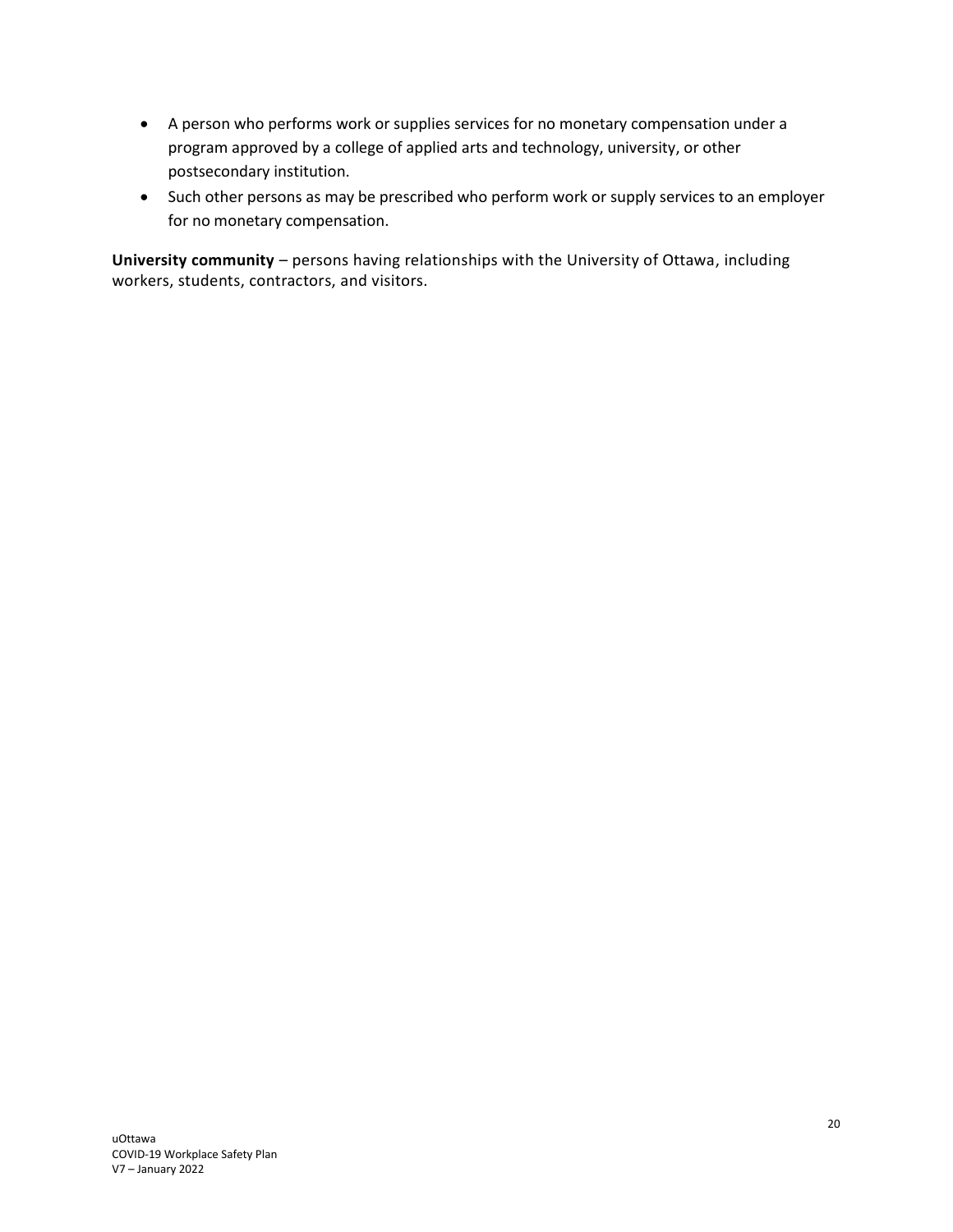- A person who performs work or supplies services for no monetary compensation under a program approved by a college of applied arts and technology, university, or other postsecondary institution.
- Such other persons as may be prescribed who perform work or supply services to an employer for no monetary compensation.

**University community** – persons having relationships with the University of Ottawa, including workers, students, contractors, and visitors.